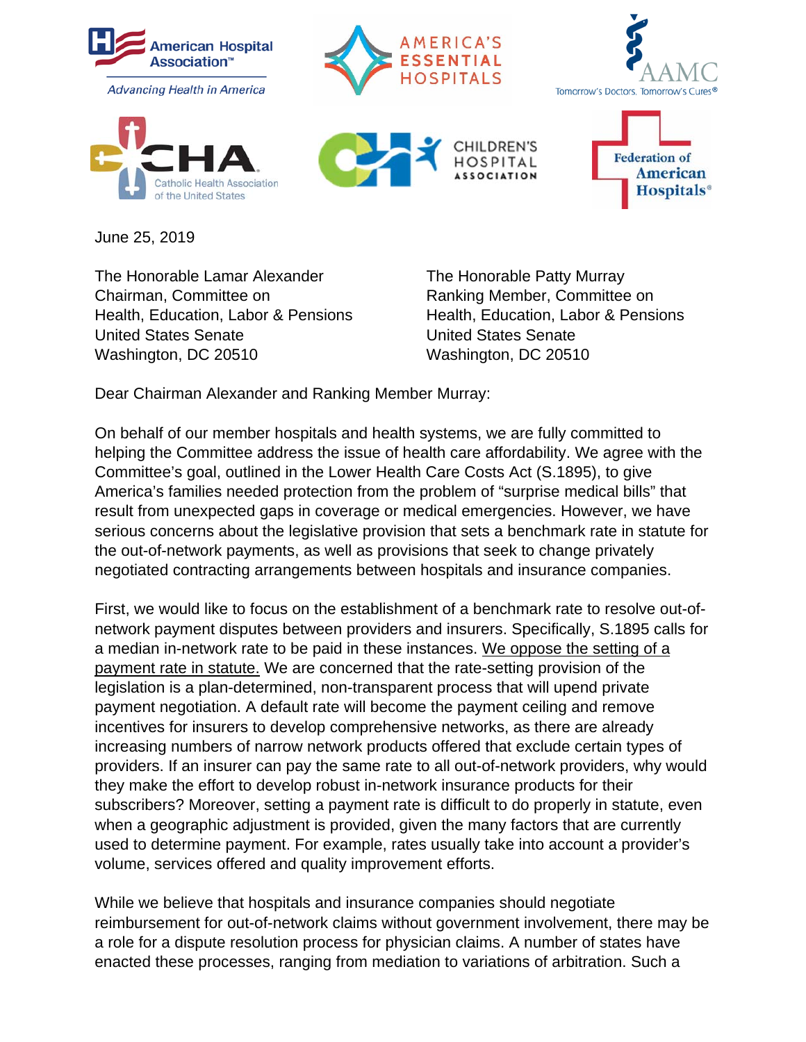American Hospital Association™ — Advancing Health in America

America's Essential Hospitals

AAMC — Tomorrow's Doctors, Tomorrow's Cures®

CHA — Catholic Health Association of the United States

Children's Hospital Association

Federation of American Hospitals®

June 25, 2019

The Honorable Lamar Alexander
Chairman, Committee on
Health, Education, Labor & Pensions
United States Senate
Washington, DC 20510

The Honorable Patty Murray
Ranking Member, Committee on
Health, Education, Labor & Pensions
United States Senate
Washington, DC 20510

Dear Chairman Alexander and Ranking Member Murray:

On behalf of our member hospitals and health systems, we are fully committed to helping the Committee address the issue of health care affordability. We agree with the Committee's goal, outlined in the Lower Health Care Costs Act (S.1895), to give America's families needed protection from the problem of "surprise medical bills" that result from unexpected gaps in coverage or medical emergencies. However, we have serious concerns about the legislative provision that sets a benchmark rate in statute for the out-of-network payments, as well as provisions that seek to change privately negotiated contracting arrangements between hospitals and insurance companies.

First, we would like to focus on the establishment of a benchmark rate to resolve out-of-network payment disputes between providers and insurers. Specifically, S.1895 calls for a median in-network rate to be paid in these instances. <u>We oppose the setting of a payment rate in statute.</u> We are concerned that the rate-setting provision of the legislation is a plan-determined, non-transparent process that will upend private payment negotiation. A default rate will become the payment ceiling and remove incentives for insurers to develop comprehensive networks, as there are already increasing numbers of narrow network products offered that exclude certain types of providers. If an insurer can pay the same rate to all out-of-network providers, why would they make the effort to develop robust in-network insurance products for their subscribers? Moreover, setting a payment rate is difficult to do properly in statute, even when a geographic adjustment is provided, given the many factors that are currently used to determine payment. For example, rates usually take into account a provider's volume, services offered and quality improvement efforts.

While we believe that hospitals and insurance companies should negotiate reimbursement for out-of-network claims without government involvement, there may be a role for a dispute resolution process for physician claims. A number of states have enacted these processes, ranging from mediation to variations of arbitration. Such a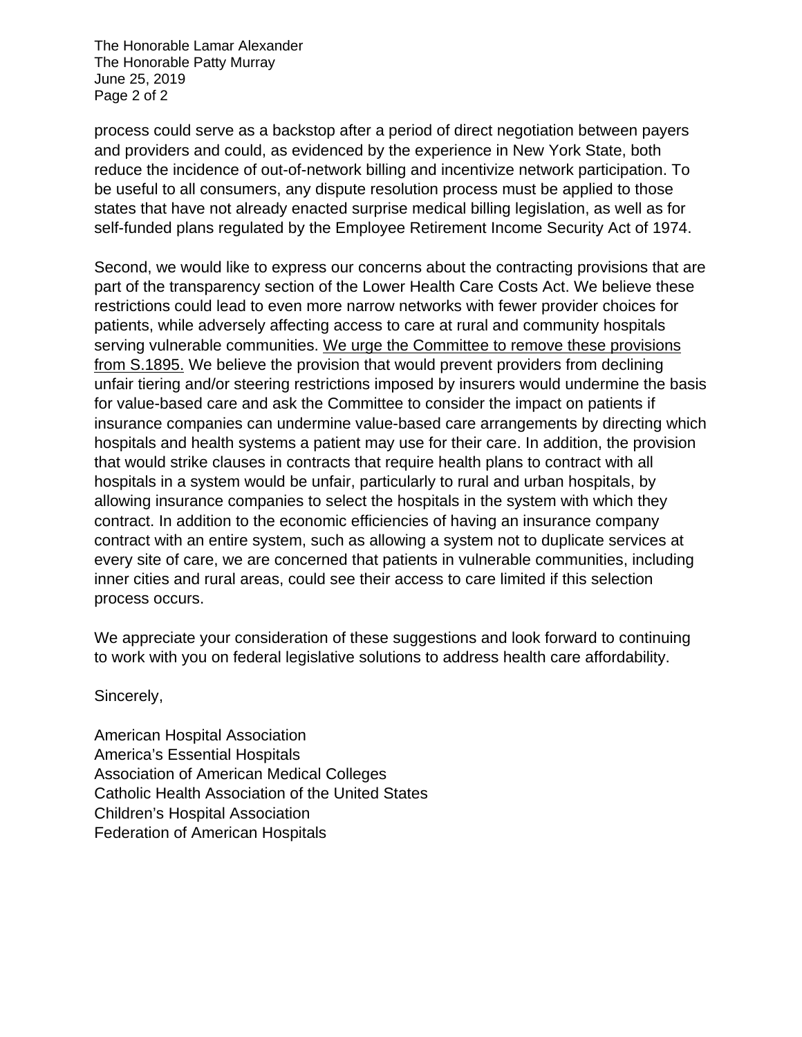process could serve as a backstop after a period of direct negotiation between payers and providers and could, as evidenced by the experience in New York State, both reduce the incidence of out-of-network billing and incentivize network participation. To be useful to all consumers, any dispute resolution process must be applied to those states that have not already enacted surprise medical billing legislation, as well as for self-funded plans regulated by the Employee Retirement Income Security Act of 1974.

Second, we would like to express our concerns about the contracting provisions that are part of the transparency section of the Lower Health Care Costs Act. We believe these restrictions could lead to even more narrow networks with fewer provider choices for patients, while adversely affecting access to care at rural and community hospitals serving vulnerable communities. <u>We urge the Committee to remove these provisions from S.1895.</u> We believe the provision that would prevent providers from declining unfair tiering and/or steering restrictions imposed by insurers would undermine the basis for value-based care and ask the Committee to consider the impact on patients if insurance companies can undermine value-based care arrangements by directing which hospitals and health systems a patient may use for their care. In addition, the provision that would strike clauses in contracts that require health plans to contract with all hospitals in a system would be unfair, particularly to rural and urban hospitals, by allowing insurance companies to select the hospitals in the system with which they contract. In addition to the economic efficiencies of having an insurance company contract with an entire system, such as allowing a system not to duplicate services at every site of care, we are concerned that patients in vulnerable communities, including inner cities and rural areas, could see their access to care limited if this selection process occurs.

We appreciate your consideration of these suggestions and look forward to continuing to work with you on federal legislative solutions to address health care affordability.

Sincerely,

American Hospital Association
America's Essential Hospitals
Association of American Medical Colleges
Catholic Health Association of the United States
Children's Hospital Association
Federation of American Hospitals